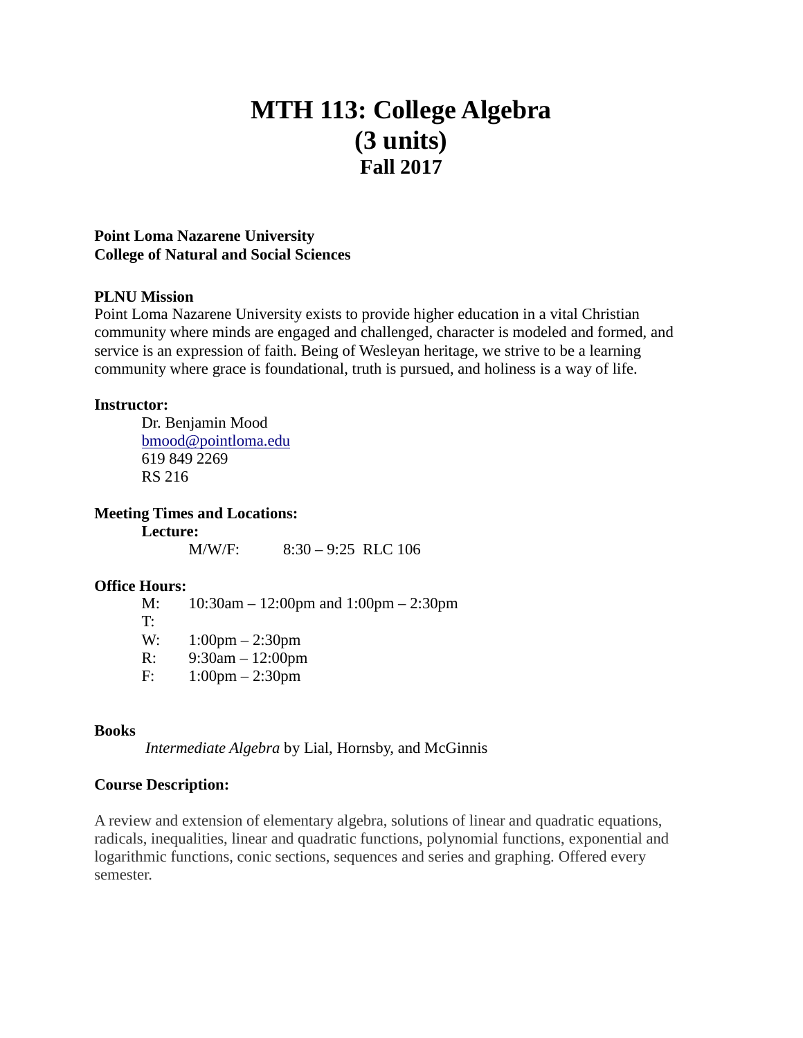# MTH 113: College Algebra
# (3 units)
## Fall 2017

**Point Loma Nazarene University**
**College of Natural and Social Sciences**

**PLNU Mission**
Point Loma Nazarene University exists to provide higher education in a vital Christian community where minds are engaged and challenged, character is modeled and formed, and service is an expression of faith. Being of Wesleyan heritage, we strive to be a learning community where grace is foundational, truth is pursued, and holiness is a way of life.

**Instructor:**
Dr. Benjamin Mood
bmood@pointloma.edu
619 849 2269
RS 216

**Meeting Times and Locations:**
**Lecture:**
M/W/F: 8:30 – 9:25 RLC 106

**Office Hours:**
M: 10:30am – 12:00pm and 1:00pm – 2:30pm
T:
W: 1:00pm – 2:30pm
R: 9:30am – 12:00pm
F: 1:00pm – 2:30pm

**Books**
*Intermediate Algebra* by Lial, Hornsby, and McGinnis

**Course Description:**

A review and extension of elementary algebra, solutions of linear and quadratic equations, radicals, inequalities, linear and quadratic functions, polynomial functions, exponential and logarithmic functions, conic sections, sequences and series and graphing. Offered every semester.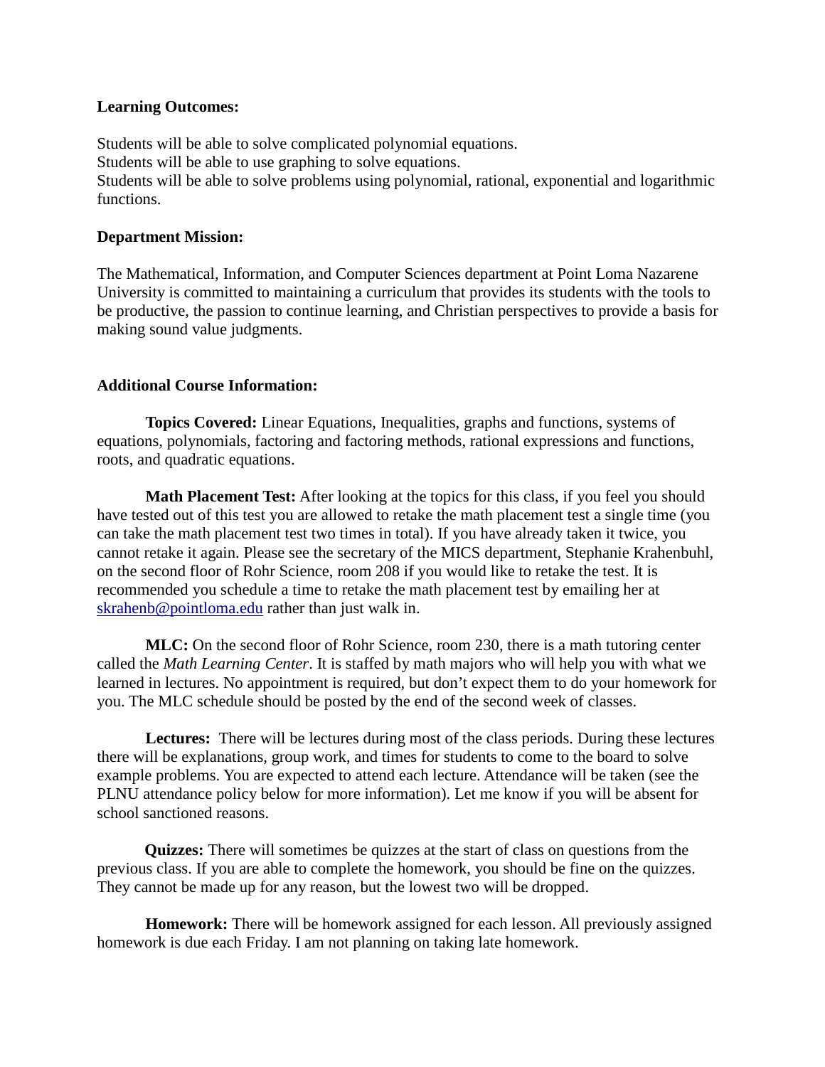**Learning Outcomes:**

Students will be able to solve complicated polynomial equations.
Students will be able to use graphing to solve equations.
Students will be able to solve problems using polynomial, rational, exponential and logarithmic functions.

**Department Mission:**

The Mathematical, Information, and Computer Sciences department at Point Loma Nazarene University is committed to maintaining a curriculum that provides its students with the tools to be productive, the passion to continue learning, and Christian perspectives to provide a basis for making sound value judgments.

**Additional Course Information:**

**Topics Covered:** Linear Equations, Inequalities, graphs and functions, systems of equations, polynomials, factoring and factoring methods, rational expressions and functions, roots, and quadratic equations.

**Math Placement Test:** After looking at the topics for this class, if you feel you should have tested out of this test you are allowed to retake the math placement test a single time (you can take the math placement test two times in total). If you have already taken it twice, you cannot retake it again. Please see the secretary of the MICS department, Stephanie Krahenbuhl, on the second floor of Rohr Science, room 208 if you would like to retake the test. It is recommended you schedule a time to retake the math placement test by emailing her at skrahenb@pointloma.edu rather than just walk in.

**MLC:** On the second floor of Rohr Science, room 230, there is a math tutoring center called the *Math Learning Center*. It is staffed by math majors who will help you with what we learned in lectures. No appointment is required, but don't expect them to do your homework for you. The MLC schedule should be posted by the end of the second week of classes.

**Lectures:** There will be lectures during most of the class periods. During these lectures there will be explanations, group work, and times for students to come to the board to solve example problems. You are expected to attend each lecture. Attendance will be taken (see the PLNU attendance policy below for more information). Let me know if you will be absent for school sanctioned reasons.

**Quizzes:** There will sometimes be quizzes at the start of class on questions from the previous class. If you are able to complete the homework, you should be fine on the quizzes. They cannot be made up for any reason, but the lowest two will be dropped.

**Homework:** There will be homework assigned for each lesson. All previously assigned homework is due each Friday. I am not planning on taking late homework.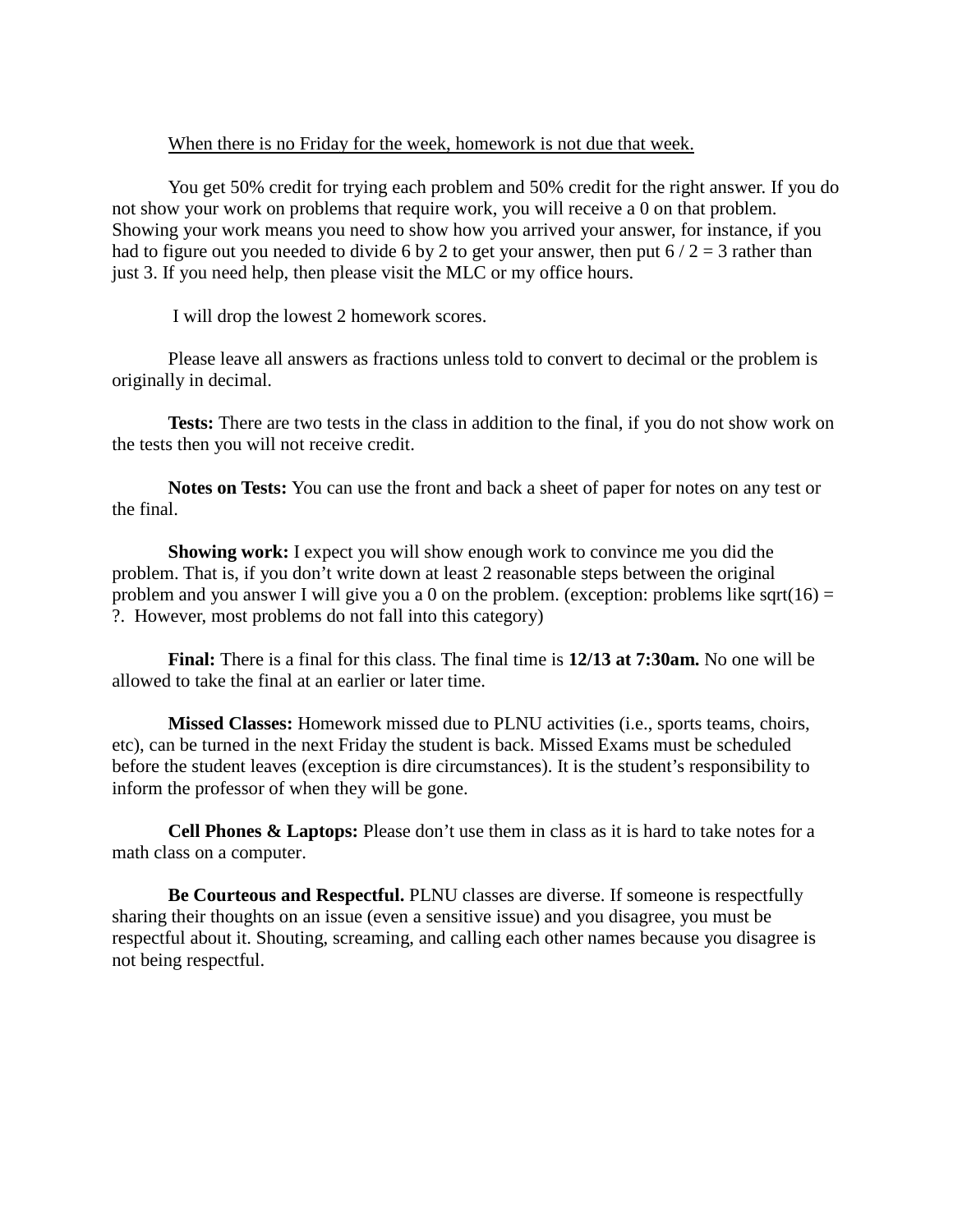<u>When there is no Friday for the week, homework is not due that week.</u>

You get 50% credit for trying each problem and 50% credit for the right answer. If you do not show your work on problems that require work, you will receive a 0 on that problem. Showing your work means you need to show how you arrived your answer, for instance, if you had to figure out you needed to divide 6 by 2 to get your answer, then put 6 / 2 = 3 rather than just 3. If you need help, then please visit the MLC or my office hours.

I will drop the lowest 2 homework scores.

Please leave all answers as fractions unless told to convert to decimal or the problem is originally in decimal.

**Tests:** There are two tests in the class in addition to the final, if you do not show work on the tests then you will not receive credit.

**Notes on Tests:** You can use the front and back a sheet of paper for notes on any test or the final.

**Showing work:** I expect you will show enough work to convince me you did the problem. That is, if you don't write down at least 2 reasonable steps between the original problem and you answer I will give you a 0 on the problem. (exception: problems like sqrt(16) = ?. However, most problems do not fall into this category)

**Final:** There is a final for this class. The final time is **12/13 at 7:30am.** No one will be allowed to take the final at an earlier or later time.

**Missed Classes:** Homework missed due to PLNU activities (i.e., sports teams, choirs, etc), can be turned in the next Friday the student is back. Missed Exams must be scheduled before the student leaves (exception is dire circumstances). It is the student's responsibility to inform the professor of when they will be gone.

**Cell Phones & Laptops:** Please don't use them in class as it is hard to take notes for a math class on a computer.

**Be Courteous and Respectful.** PLNU classes are diverse. If someone is respectfully sharing their thoughts on an issue (even a sensitive issue) and you disagree, you must be respectful about it. Shouting, screaming, and calling each other names because you disagree is not being respectful.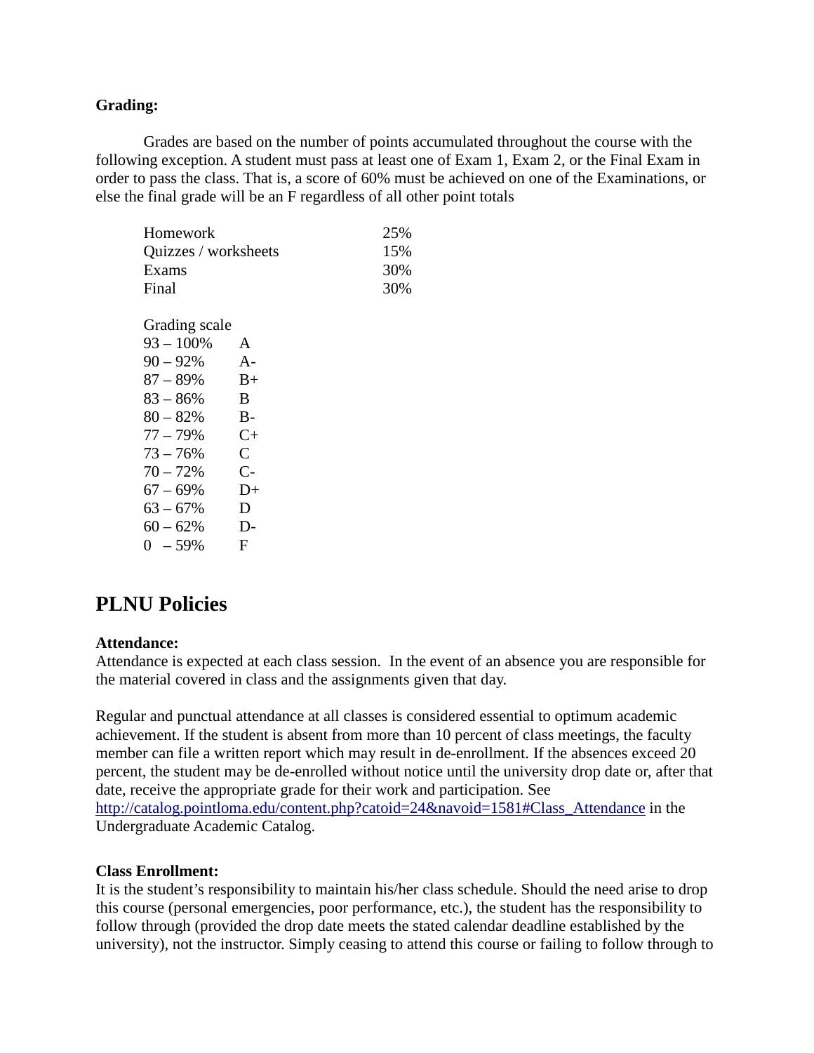**Grading:**

Grades are based on the number of points accumulated throughout the course with the following exception. A student must pass at least one of Exam 1, Exam 2, or the Final Exam in order to pass the class. That is, a score of 60% must be achieved on one of the Examinations, or else the final grade will be an F regardless of all other point totals

| | |
|---|---|
| Homework | 25% |
| Quizzes / worksheets | 15% |
| Exams | 30% |
| Final | 30% |

Grading scale

| | |
|---|---|
| 93 – 100% | A |
| 90 – 92% | A- |
| 87 – 89% | B+ |
| 83 – 86% | B |
| 80 – 82% | B- |
| 77 – 79% | C+ |
| 73 – 76% | C |
| 70 – 72% | C- |
| 67 – 69% | D+ |
| 63 – 67% | D |
| 60 – 62% | D- |
| 0 – 59% | F |

## PLNU Policies

**Attendance:**
Attendance is expected at each class session. In the event of an absence you are responsible for the material covered in class and the assignments given that day.

Regular and punctual attendance at all classes is considered essential to optimum academic achievement. If the student is absent from more than 10 percent of class meetings, the faculty member can file a written report which may result in de-enrollment. If the absences exceed 20 percent, the student may be de-enrolled without notice until the university drop date or, after that date, receive the appropriate grade for their work and participation. See http://catalog.pointloma.edu/content.php?catoid=24&navoid=1581#Class_Attendance in the Undergraduate Academic Catalog.

**Class Enrollment:**
It is the student's responsibility to maintain his/her class schedule. Should the need arise to drop this course (personal emergencies, poor performance, etc.), the student has the responsibility to follow through (provided the drop date meets the stated calendar deadline established by the university), not the instructor. Simply ceasing to attend this course or failing to follow through to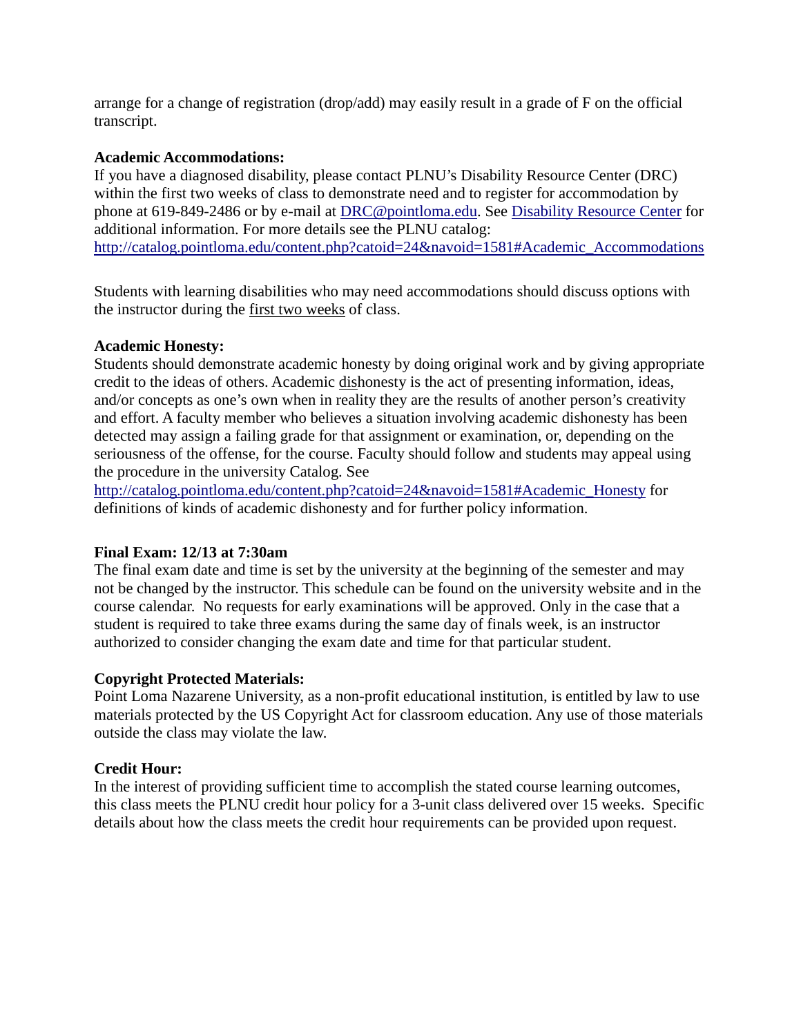arrange for a change of registration (drop/add) may easily result in a grade of F on the official transcript.

**Academic Accommodations:**
If you have a diagnosed disability, please contact PLNU's Disability Resource Center (DRC) within the first two weeks of class to demonstrate need and to register for accommodation by phone at 619-849-2486 or by e-mail at [DRC@pointloma.edu](mailto:DRC@pointloma.edu). See [Disability Resource Center]() for additional information. For more details see the PLNU catalog: [http://catalog.pointloma.edu/content.php?catoid=24&navoid=1581#Academic_Accommodations](http://catalog.pointloma.edu/content.php?catoid=24&navoid=1581#Academic_Accommodations)

Students with learning disabilities who may need accommodations should discuss options with the instructor during the <u>first two weeks</u> of class.

**Academic Honesty:**
Students should demonstrate academic honesty by doing original work and by giving appropriate credit to the ideas of others. Academic <u>dis</u>honesty is the act of presenting information, ideas, and/or concepts as one's own when in reality they are the results of another person's creativity and effort. A faculty member who believes a situation involving academic dishonesty has been detected may assign a failing grade for that assignment or examination, or, depending on the seriousness of the offense, for the course. Faculty should follow and students may appeal using the procedure in the university Catalog. See [http://catalog.pointloma.edu/content.php?catoid=24&navoid=1581#Academic_Honesty](http://catalog.pointloma.edu/content.php?catoid=24&navoid=1581#Academic_Honesty) for definitions of kinds of academic dishonesty and for further policy information.

**Final Exam: 12/13 at 7:30am**
The final exam date and time is set by the university at the beginning of the semester and may not be changed by the instructor. This schedule can be found on the university website and in the course calendar. No requests for early examinations will be approved. Only in the case that a student is required to take three exams during the same day of finals week, is an instructor authorized to consider changing the exam date and time for that particular student.

**Copyright Protected Materials:**
Point Loma Nazarene University, as a non-profit educational institution, is entitled by law to use materials protected by the US Copyright Act for classroom education. Any use of those materials outside the class may violate the law.

**Credit Hour:**
In the interest of providing sufficient time to accomplish the stated course learning outcomes, this class meets the PLNU credit hour policy for a 3-unit class delivered over 15 weeks. Specific details about how the class meets the credit hour requirements can be provided upon request.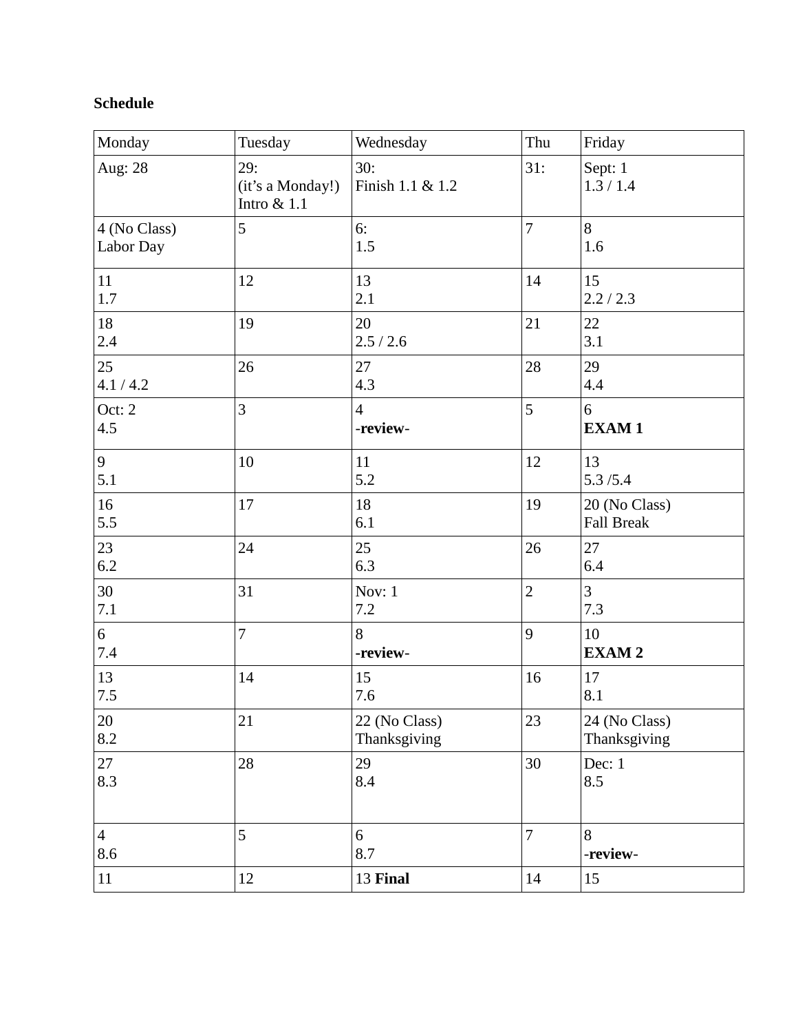**Schedule**

| Monday | Tuesday | Wednesday | Thu | Friday |
| --- | --- | --- | --- | --- |
| Aug: 28 | 29:<br>(it's a Monday!)<br>Intro & 1.1 | 30:<br>Finish 1.1 & 1.2 | 31: | Sept: 1<br>1.3 / 1.4 |
| 4 (No Class)<br>Labor Day | 5 | 6:<br>1.5 | 7 | 8<br>1.6 |
| 11<br>1.7 | 12 | 13<br>2.1 | 14 | 15<br>2.2 / 2.3 |
| 18<br>2.4 | 19 | 20<br>2.5 / 2.6 | 21 | 22<br>3.1 |
| 25<br>4.1 / 4.2 | 26 | 27<br>4.3 | 28 | 29<br>4.4 |
| Oct: 2<br>4.5 | 3 | 4<br>-**review**- | 5 | 6<br>**EXAM 1** |
| 9<br>5.1 | 10 | 11<br>5.2 | 12 | 13<br>5.3 /5.4 |
| 16<br>5.5 | 17 | 18<br>6.1 | 19 | 20 (No Class)<br>Fall Break |
| 23<br>6.2 | 24 | 25<br>6.3 | 26 | 27<br>6.4 |
| 30<br>7.1 | 31 | Nov: 1<br>7.2 | 2 | 3<br>7.3 |
| 6<br>7.4 | 7 | 8<br>-**review**- | 9 | 10<br>**EXAM 2** |
| 13<br>7.5 | 14 | 15<br>7.6 | 16 | 17<br>8.1 |
| 20<br>8.2 | 21 | 22 (No Class)<br>Thanksgiving | 23 | 24 (No Class)<br>Thanksgiving |
| 27<br>8.3 | 28 | 29<br>8.4 | 30 | Dec: 1<br>8.5 |
| 4<br>8.6 | 5 | 6<br>8.7 | 7 | 8<br>-**review**- |
| 11 | 12 | 13 **Final** | 14 | 15 |